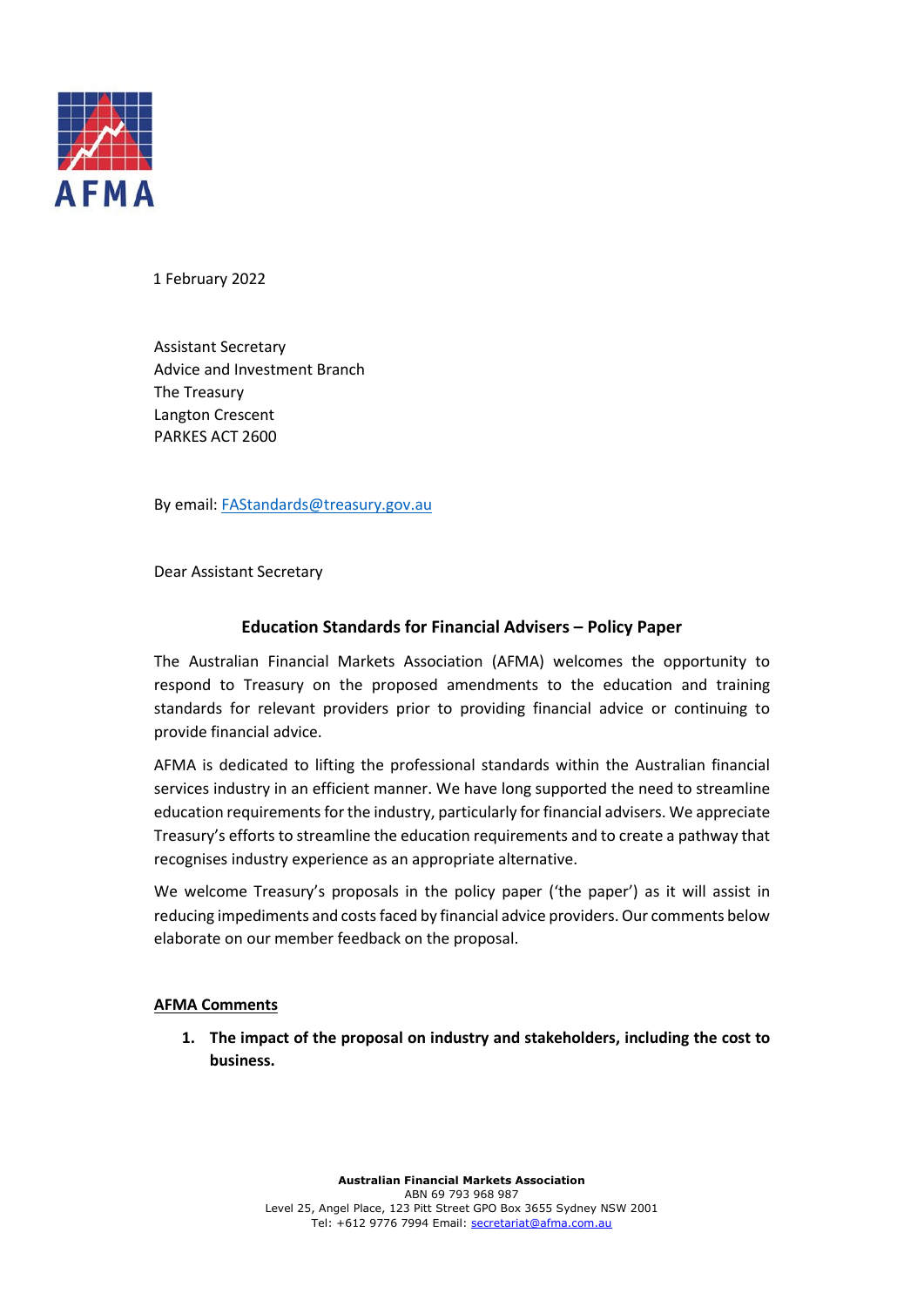AFMA

1 February 2022

Assistant Secretary
Advice and Investment Branch
The Treasury
Langton Crescent
PARKES ACT 2600

By email: FAStandards@treasury.gov.au

Dear Assistant Secretary

**Education Standards for Financial Advisers – Policy Paper**

The Australian Financial Markets Association (AFMA) welcomes the opportunity to respond to Treasury on the proposed amendments to the education and training standards for relevant providers prior to providing financial advice or continuing to provide financial advice.

AFMA is dedicated to lifting the professional standards within the Australian financial services industry in an efficient manner. We have long supported the need to streamline education requirements for the industry, particularly for financial advisers. We appreciate Treasury's efforts to streamline the education requirements and to create a pathway that recognises industry experience as an appropriate alternative.

We welcome Treasury's proposals in the policy paper ('the paper') as it will assist in reducing impediments and costs faced by financial advice providers. Our comments below elaborate on our member feedback on the proposal.

**AFMA Comments**

1. **The impact of the proposal on industry and stakeholders, including the cost to business.**

**Australian Financial Markets Association**
ABN 69 793 968 987
Level 25, Angel Place, 123 Pitt Street GPO Box 3655 Sydney NSW 2001
Tel: +612 9776 7994 Email: secretariat@afma.com.au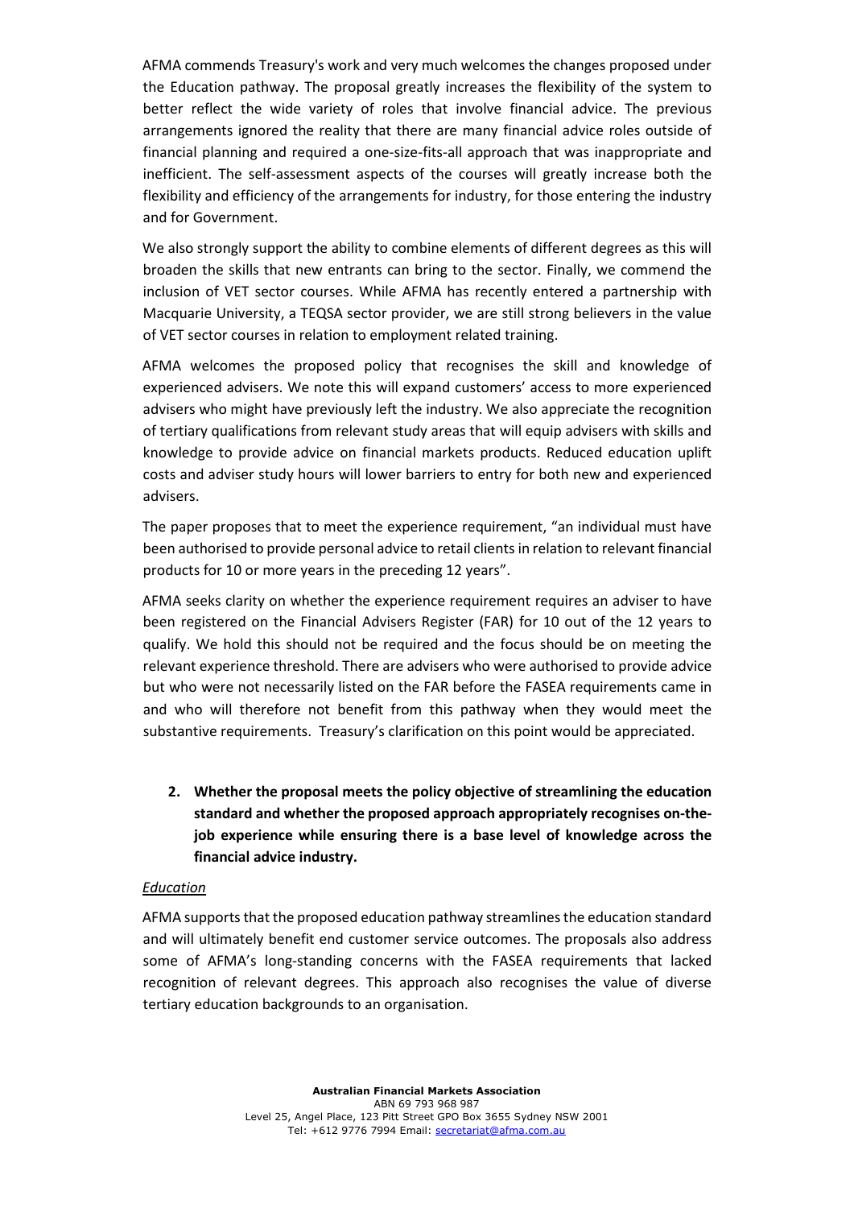AFMA commends Treasury's work and very much welcomes the changes proposed under the Education pathway. The proposal greatly increases the flexibility of the system to better reflect the wide variety of roles that involve financial advice. The previous arrangements ignored the reality that there are many financial advice roles outside of financial planning and required a one-size-fits-all approach that was inappropriate and inefficient. The self-assessment aspects of the courses will greatly increase both the flexibility and efficiency of the arrangements for industry, for those entering the industry and for Government.

We also strongly support the ability to combine elements of different degrees as this will broaden the skills that new entrants can bring to the sector. Finally, we commend the inclusion of VET sector courses. While AFMA has recently entered a partnership with Macquarie University, a TEQSA sector provider, we are still strong believers in the value of VET sector courses in relation to employment related training.

AFMA welcomes the proposed policy that recognises the skill and knowledge of experienced advisers. We note this will expand customers' access to more experienced advisers who might have previously left the industry. We also appreciate the recognition of tertiary qualifications from relevant study areas that will equip advisers with skills and knowledge to provide advice on financial markets products. Reduced education uplift costs and adviser study hours will lower barriers to entry for both new and experienced advisers.

The paper proposes that to meet the experience requirement, "an individual must have been authorised to provide personal advice to retail clients in relation to relevant financial products for 10 or more years in the preceding 12 years".

AFMA seeks clarity on whether the experience requirement requires an adviser to have been registered on the Financial Advisers Register (FAR) for 10 out of the 12 years to qualify. We hold this should not be required and the focus should be on meeting the relevant experience threshold. There are advisers who were authorised to provide advice but who were not necessarily listed on the FAR before the FASEA requirements came in and who will therefore not benefit from this pathway when they would meet the substantive requirements. Treasury's clarification on this point would be appreciated.

2. **Whether the proposal meets the policy objective of streamlining the education standard and whether the proposed approach appropriately recognises on-the-job experience while ensuring there is a base level of knowledge across the financial advice industry.**

*Education*

AFMA supports that the proposed education pathway streamlines the education standard and will ultimately benefit end customer service outcomes. The proposals also address some of AFMA's long-standing concerns with the FASEA requirements that lacked recognition of relevant degrees. This approach also recognises the value of diverse tertiary education backgrounds to an organisation.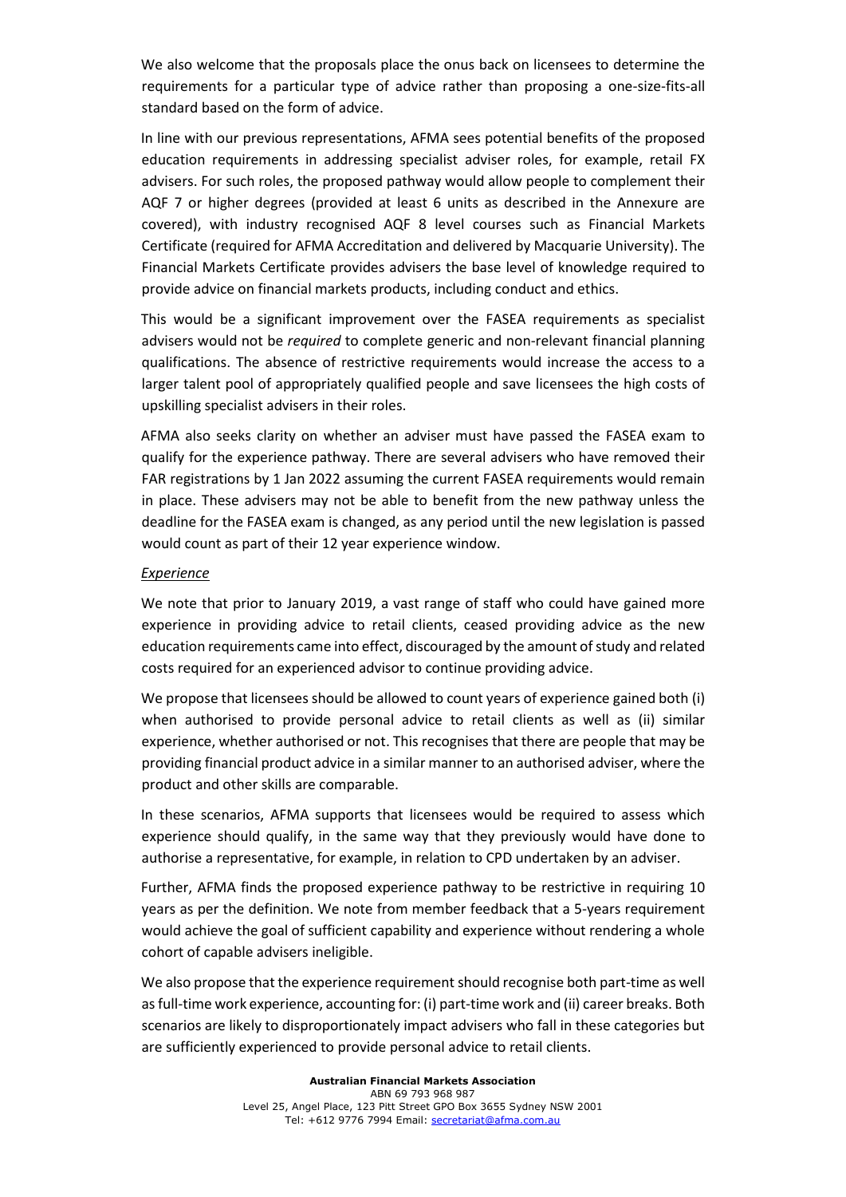We also welcome that the proposals place the onus back on licensees to determine the requirements for a particular type of advice rather than proposing a one-size-fits-all standard based on the form of advice.

In line with our previous representations, AFMA sees potential benefits of the proposed education requirements in addressing specialist adviser roles, for example, retail FX advisers. For such roles, the proposed pathway would allow people to complement their AQF 7 or higher degrees (provided at least 6 units as described in the Annexure are covered), with industry recognised AQF 8 level courses such as Financial Markets Certificate (required for AFMA Accreditation and delivered by Macquarie University). The Financial Markets Certificate provides advisers the base level of knowledge required to provide advice on financial markets products, including conduct and ethics.

This would be a significant improvement over the FASEA requirements as specialist advisers would not be *required* to complete generic and non-relevant financial planning qualifications. The absence of restrictive requirements would increase the access to a larger talent pool of appropriately qualified people and save licensees the high costs of upskilling specialist advisers in their roles.

AFMA also seeks clarity on whether an adviser must have passed the FASEA exam to qualify for the experience pathway. There are several advisers who have removed their FAR registrations by 1 Jan 2022 assuming the current FASEA requirements would remain in place. These advisers may not be able to benefit from the new pathway unless the deadline for the FASEA exam is changed, as any period until the new legislation is passed would count as part of their 12 year experience window.

*Experience*

We note that prior to January 2019, a vast range of staff who could have gained more experience in providing advice to retail clients, ceased providing advice as the new education requirements came into effect, discouraged by the amount of study and related costs required for an experienced advisor to continue providing advice.

We propose that licensees should be allowed to count years of experience gained both (i) when authorised to provide personal advice to retail clients as well as (ii) similar experience, whether authorised or not. This recognises that there are people that may be providing financial product advice in a similar manner to an authorised adviser, where the product and other skills are comparable.

In these scenarios, AFMA supports that licensees would be required to assess which experience should qualify, in the same way that they previously would have done to authorise a representative, for example, in relation to CPD undertaken by an adviser.

Further, AFMA finds the proposed experience pathway to be restrictive in requiring 10 years as per the definition. We note from member feedback that a 5-years requirement would achieve the goal of sufficient capability and experience without rendering a whole cohort of capable advisers ineligible.

We also propose that the experience requirement should recognise both part-time as well as full-time work experience, accounting for: (i) part-time work and (ii) career breaks. Both scenarios are likely to disproportionately impact advisers who fall in these categories but are sufficiently experienced to provide personal advice to retail clients.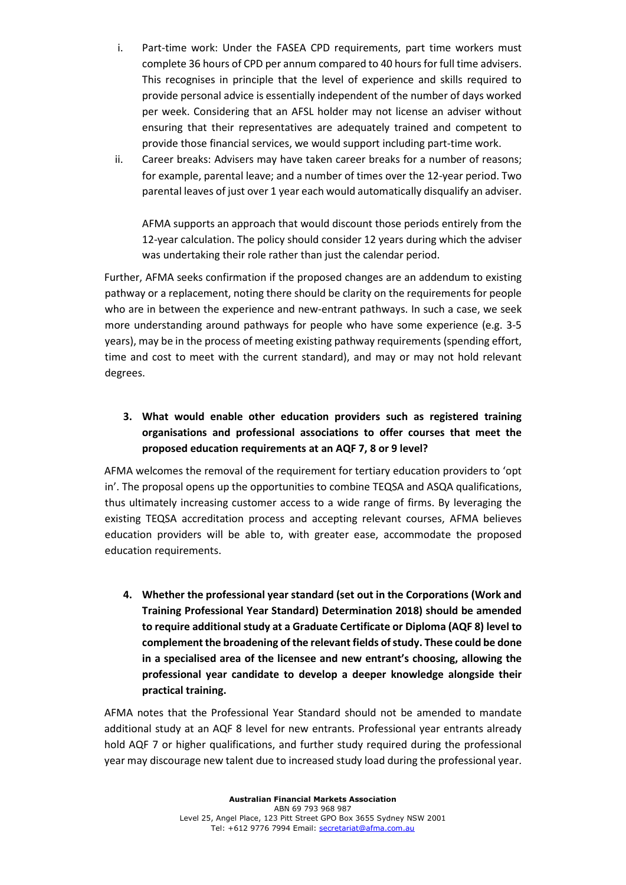i. Part-time work: Under the FASEA CPD requirements, part time workers must complete 36 hours of CPD per annum compared to 40 hours for full time advisers. This recognises in principle that the level of experience and skills required to provide personal advice is essentially independent of the number of days worked per week. Considering that an AFSL holder may not license an adviser without ensuring that their representatives are adequately trained and competent to provide those financial services, we would support including part-time work.

ii. Career breaks: Advisers may have taken career breaks for a number of reasons; for example, parental leave; and a number of times over the 12-year period. Two parental leaves of just over 1 year each would automatically disqualify an adviser.

   AFMA supports an approach that would discount those periods entirely from the 12-year calculation. The policy should consider 12 years during which the adviser was undertaking their role rather than just the calendar period.

Further, AFMA seeks confirmation if the proposed changes are an addendum to existing pathway or a replacement, noting there should be clarity on the requirements for people who are in between the experience and new-entrant pathways. In such a case, we seek more understanding around pathways for people who have some experience (e.g. 3-5 years), may be in the process of meeting existing pathway requirements (spending effort, time and cost to meet with the current standard), and may or may not hold relevant degrees.

**3. What would enable other education providers such as registered training organisations and professional associations to offer courses that meet the proposed education requirements at an AQF 7, 8 or 9 level?**

AFMA welcomes the removal of the requirement for tertiary education providers to 'opt in'. The proposal opens up the opportunities to combine TEQSA and ASQA qualifications, thus ultimately increasing customer access to a wide range of firms. By leveraging the existing TEQSA accreditation process and accepting relevant courses, AFMA believes education providers will be able to, with greater ease, accommodate the proposed education requirements.

**4. Whether the professional year standard (set out in the Corporations (Work and Training Professional Year Standard) Determination 2018) should be amended to require additional study at a Graduate Certificate or Diploma (AQF 8) level to complement the broadening of the relevant fields of study. These could be done in a specialised area of the licensee and new entrant's choosing, allowing the professional year candidate to develop a deeper knowledge alongside their practical training.**

AFMA notes that the Professional Year Standard should not be amended to mandate additional study at an AQF 8 level for new entrants. Professional year entrants already hold AQF 7 or higher qualifications, and further study required during the professional year may discourage new talent due to increased study load during the professional year.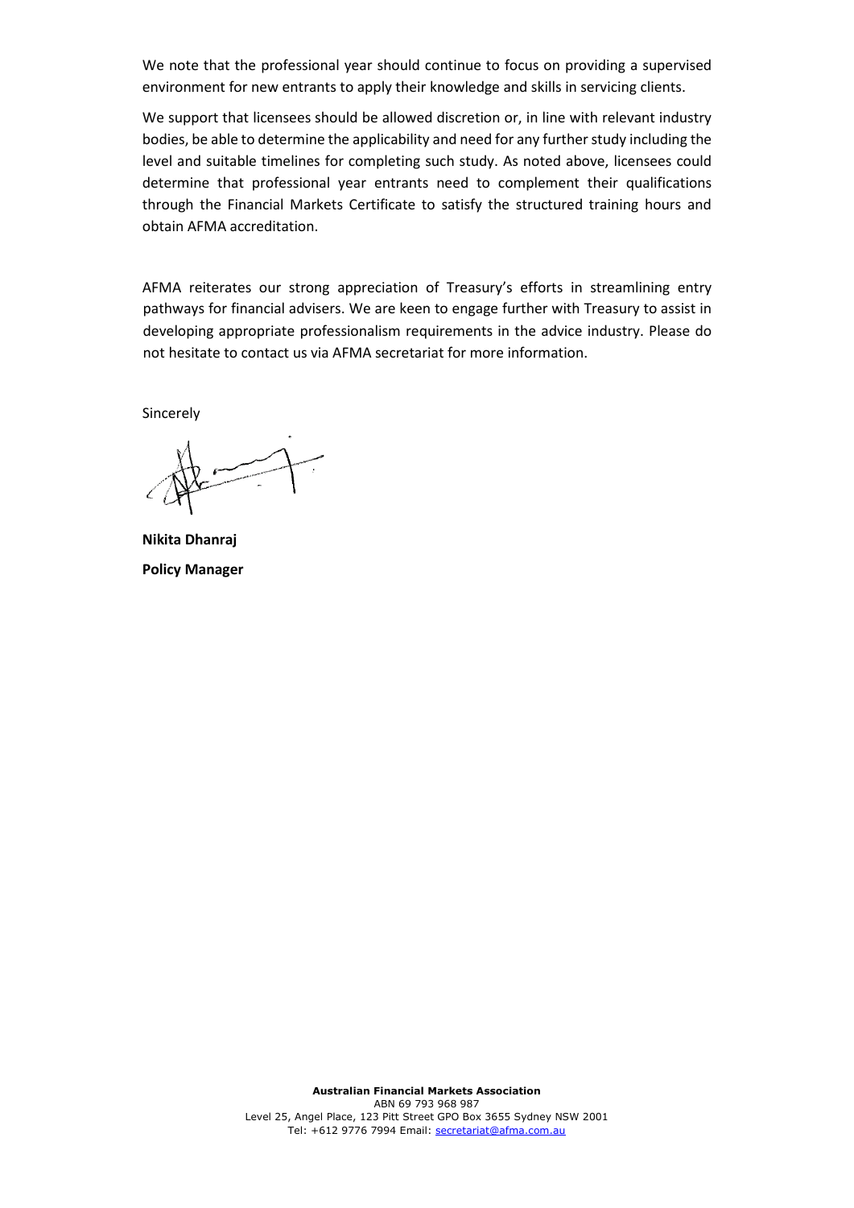We note that the professional year should continue to focus on providing a supervised environment for new entrants to apply their knowledge and skills in servicing clients.

We support that licensees should be allowed discretion or, in line with relevant industry bodies, be able to determine the applicability and need for any further study including the level and suitable timelines for completing such study. As noted above, licensees could determine that professional year entrants need to complement their qualifications through the Financial Markets Certificate to satisfy the structured training hours and obtain AFMA accreditation.

AFMA reiterates our strong appreciation of Treasury's efforts in streamlining entry pathways for financial advisers. We are keen to engage further with Treasury to assist in developing appropriate professionalism requirements in the advice industry. Please do not hesitate to contact us via AFMA secretariat for more information.

Sincerely

**Nikita Dhanraj**

**Policy Manager**

**Australian Financial Markets Association**
ABN 69 793 968 987
Level 25, Angel Place, 123 Pitt Street GPO Box 3655 Sydney NSW 2001
Tel: +612 9776 7994 Email: secretariat@afma.com.au